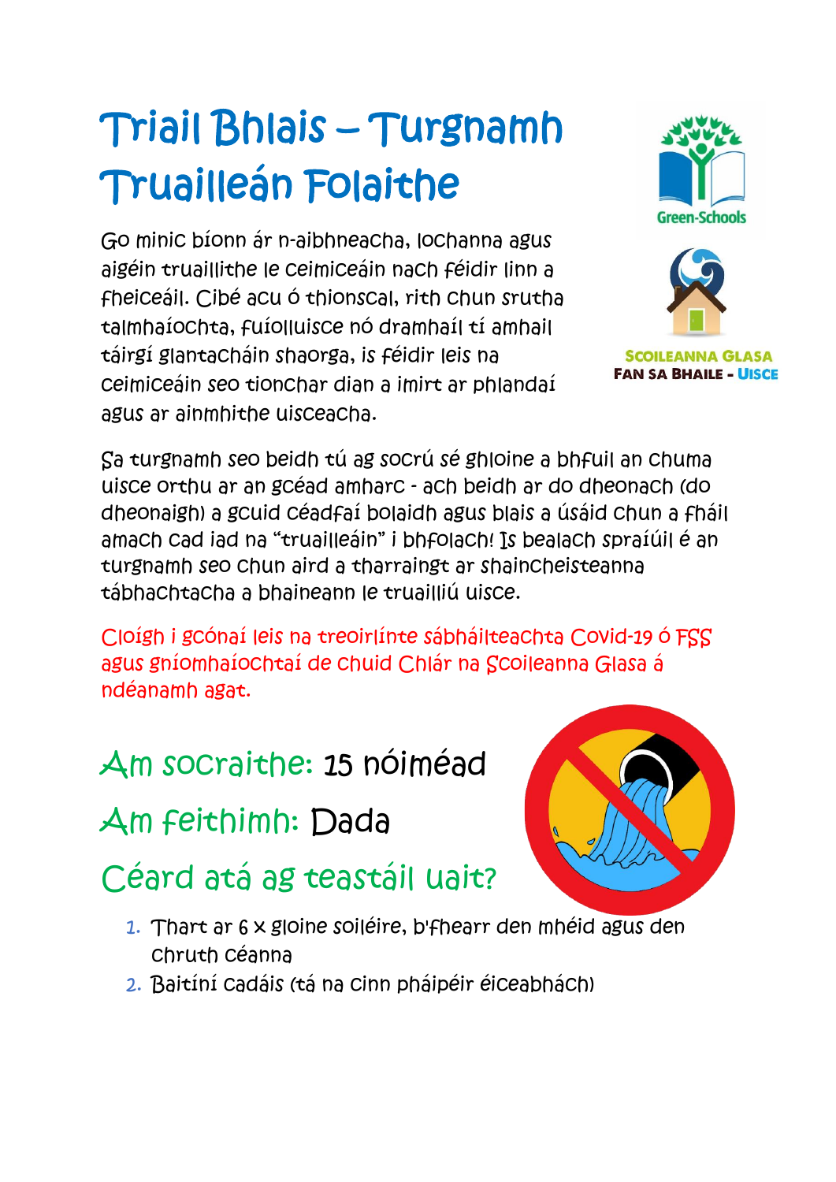# Triail Bhlais – Turgnamh Truailleán Folaithe

Green-Schools

SCOILEANNA GLASA FAN SA BHAILE - UISCE

Go minic bíonn ár n-aibhneacha, lochanna agus aigéin truaillithe le ceimiceáin nach féidir linn a fheiceáil. Cibé acu ó thionscal, rith chun srutha talmhaíochta, fuíolluisce nó dramhaíl tí amhail táirgí glantacháin shaorga, is féidir leis na ceimiceáin seo tionchar dian a imirt ar phlandaí agus ar ainmhithe uisceacha.

Sa turgnamh seo beidh tú ag socrú sé ghloine a bhfuil an chuma uisce orthu ar an gcéad amharc - ach beidh ar do dheonach (do dheonaigh) a gcuid céadfaí bolaidh agus blais a úsáid chun a fháil amach cad iad na "truailleáin" i bhfolach! Is bealach spraíúil é an turgnamh seo chun aird a tharraingt ar shaincheisteanna tábhachtacha a bhaineann le truailliú uisce.

Cloígh i gcónaí leis na treoirlínte sábháilteachta Covid-19 ó FSS agus gníomhaíochtaí de chuid Chlár na Scoileanna Glasa á ndéanamh agat.

## Am socraithe: 15 nóiméad

## Am feithimh: Dada

## Céard atá ag teastáil uait?

1. Thart ar 6 x gloine soiléire, b'fhearr den mhéid agus den chruth céanna
2. Baitíní cadáis (tá na cinn pháipéir éiceabhách)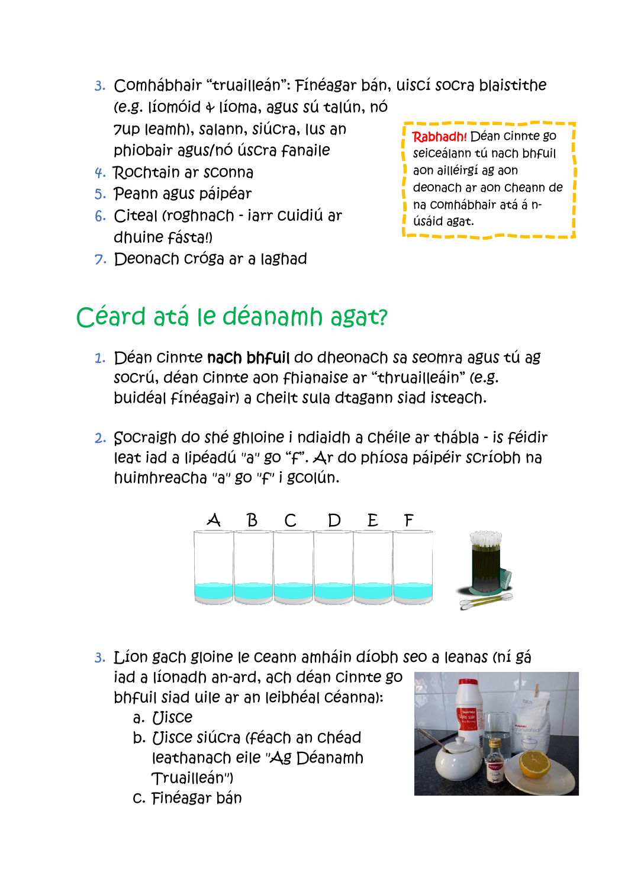3. Comhábhair "truailleán": Fínéagar bán, uiscí socra blaistithe (e.g. líomóid + líoma, agus sú talún, nó 7up leamh), salann, siúcra, lus an phiobair agus/nó úscra fanaile
4. Rochtain ar sconna
5. Peann agus páipéar
6. Citeal (roghnach - iarr cuidiú ar dhuine fásta!)
7. Deonach cróga ar a laghad

> **Rabhadh!** Déan cinnte go seiceálann tú nach bhfuil aon ailléirgí ag aon deonach ar aon cheann de na comhábhair atá á n-úsáid agat.

## Céard atá le déanamh agat?

1. Déan cinnte **nach bhfuil** do dheonach sa seomra agus tú ag socrú, déan cinnte aon fhianaise ar "thruailleáin" (e.g. buidéal fínéagair) a cheilt sula dtagann siad isteach.

2. Socraigh do shé ghloine i ndiaidh a chéile ar thábla - is féidir leat iad a lipéadú "a" go "f". Ar do phíosa páipéir scríobh na huimhreacha "a" go "f" i gcolún.

A B C D E F

3. Líon gach gloine le ceann amháin díobh seo a leanas (ní gá iad a líonadh an-ard, ach déan cinnte go bhfuil siad uile ar an leibhéal céanna):
   a. Uisce
   b. Uisce siúcra (féach an chéad leathanach eile "Ag Déanamh Truailleán")
   c. Fínéagar bán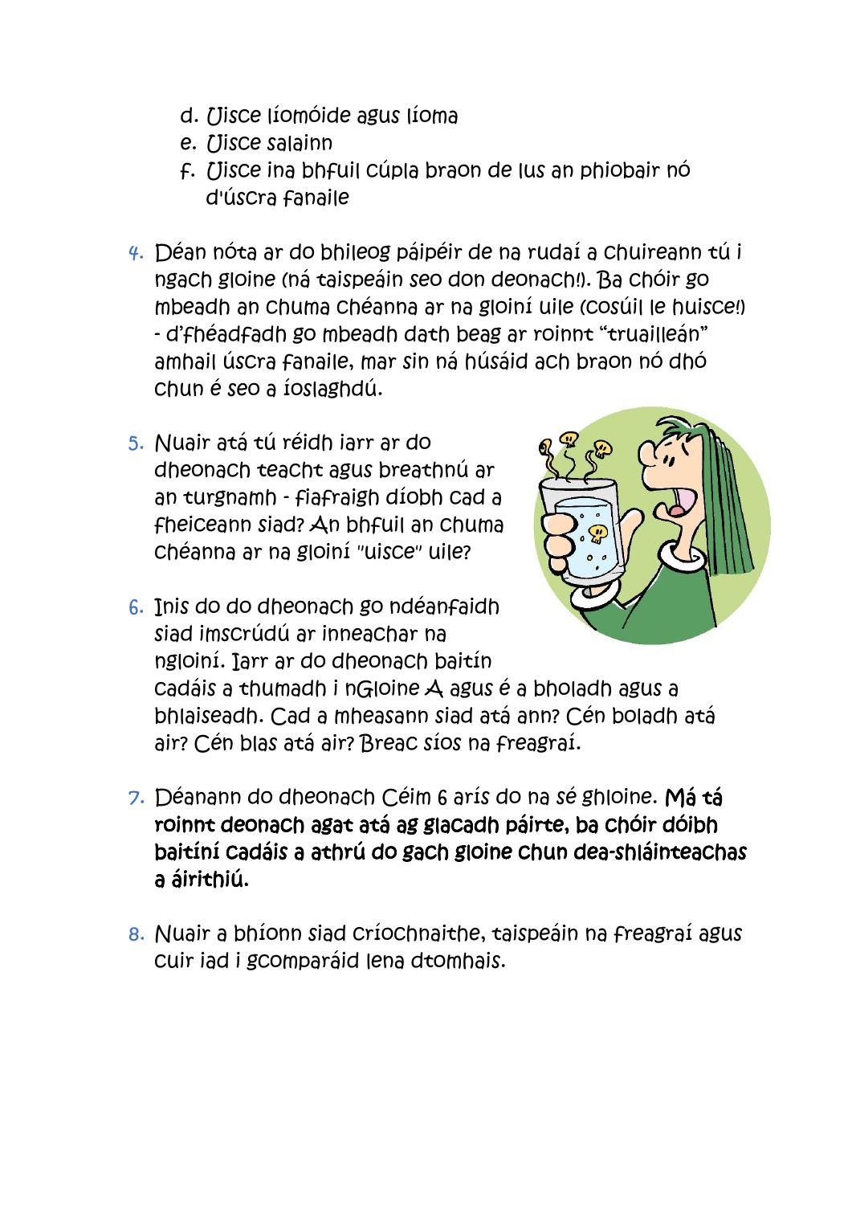d. Uisce líomóide agus líoma
e. Uisce salainn
f. Uisce ina bhfuil cúpla braon de lus an phiobair nó d'úscra fanaile

4. Déan nóta ar do bhileog páipéir de na rudaí a chuireann tú i ngach gloine (ná taispeáin seo don deonach!). Ba chóir go mbeadh an chuma chéanna ar na gloiní uile (cosúil le huisce!) - d'fhéadfadh go mbeadh dath beag ar roinnt "truailleán" amhail úscra fanaile, mar sin ná húsáid ach braon nó dhó chun é seo a íoslaghdú.

5. Nuair atá tú réidh iarr ar do dheonach teacht agus breathnú ar an turgnamh - fiafraigh díobh cad a fheiceann siad? An bhfuil an chuma chéanna ar na gloiní "uisce" uile?

6. Inis do do dheonach go ndéanfaidh siad imscrúdú ar inneachar na ngloiní. Iarr ar do dheonach baitín cadáis a thumadh i nGloine A agus é a bholadh agus a bhlaiseadh. Cad a mheasann siad atá ann? Cén boladh atá air? Cén blas atá air? Breac síos na freagraí.

7. Déanann do dheonach Céim 6 arís do na sé ghloine. **Má tá roinnt deonach agat atá ag glacadh páirte, ba chóir dóibh baitíní cadáis a athrú do gach gloine chun dea-shláinteachas a áirithiú.**

8. Nuair a bhíonn siad críochnaithe, taispeáin na freagraí agus cuir iad i gcomparáid lena dtomhais.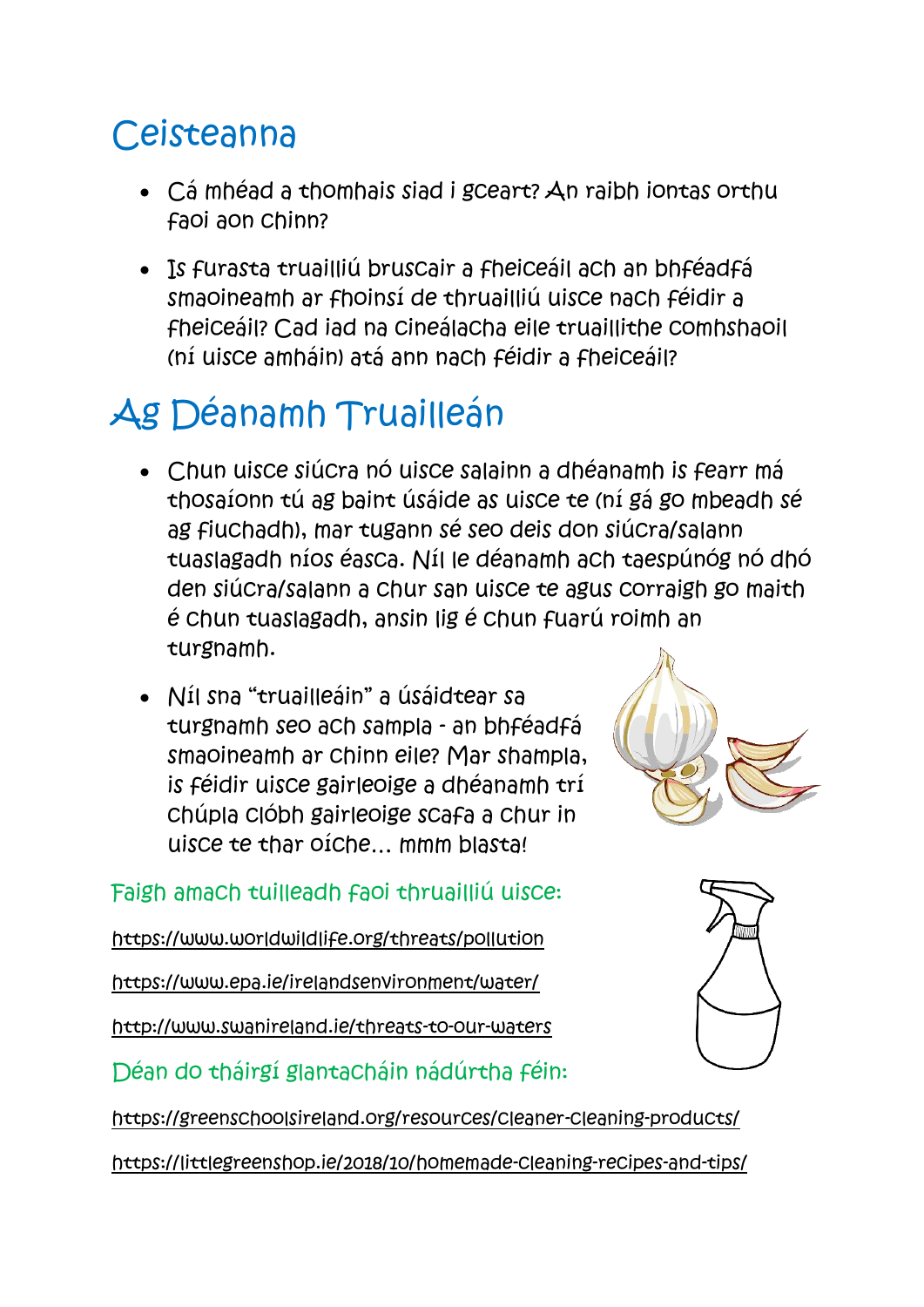## Ceisteanna

- Cá mhéad a thomhais siad i gceart? An raibh iontas orthu faoi aon chinn?
- Is furasta truailliú bruscair a fheiceáil ach an bhféadfá smaoineamh ar fhoinsí de thruailliú uisce nach féidir a fheiceáil? Cad iad na cineálacha eile truaillithe comhshaoil (ní uisce amháin) atá ann nach féidir a fheiceáil?

## Ag Déanamh Truailleán

- Chun uisce siúcra nó uisce salainn a dhéanamh is fearr má thosaíonn tú ag baint úsáide as uisce te (ní gá go mbeadh sé ag fiuchadh), mar tugann sé seo deis don siúcra/salann tuaslagadh níos éasca. Níl le déanamh ach taespúnóg nó dhó den siúcra/salann a chur san uisce te agus corraigh go maith é chun tuaslagadh, ansin lig é chun fuarú roimh an turgnamh.
- Níl sna "truailleáin" a úsáidtear sa turgnamh seo ach sampla - an bhféadfá smaoineamh ar chinn eile? Mar shampla, is féidir uisce gairleoige a dhéanamh trí chúpla clóbh gairleoige scafa a chur in uisce te thar oíche... mmm blasta!

Faigh amach tuilleadh faoi thruailliú uisce:

https://www.worldwildlife.org/threats/pollution

https://www.epa.ie/irelandsenvironment/water/

http://www.swanireland.ie/threats-to-our-waters

Déan do tháirgí glantacháin nádúrtha féin:

https://greenschoolsireland.org/resources/cleaner-cleaning-products/

https://littlegreenshop.ie/2018/10/homemade-cleaning-recipes-and-tips/